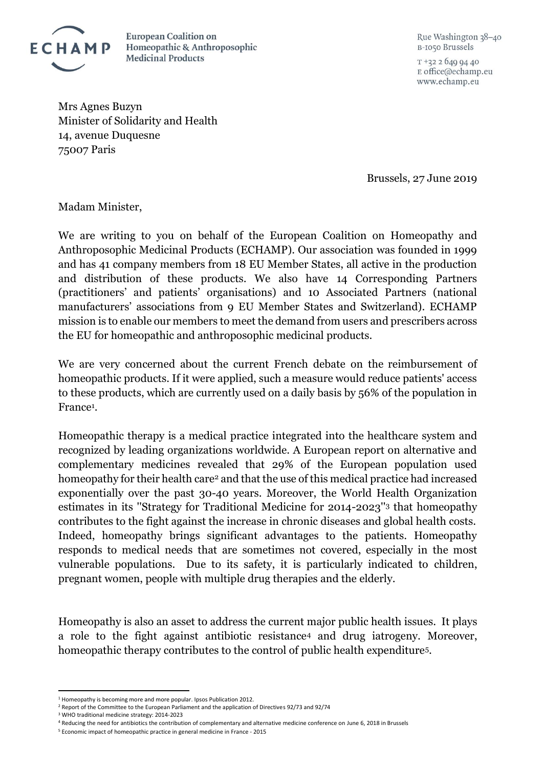**ECHAMP** European Coalition on Homeopathic & Anthroposophic Medicinal Products

Rue Washington 38–40
B-1050 Brussels

T +32 2 649 94 40
E office@echamp.eu
www.echamp.eu

Mrs Agnes Buzyn
Minister of Solidarity and Health
14, avenue Duquesne
75007 Paris

Brussels, 27 June 2019

Madam Minister,

We are writing to you on behalf of the European Coalition on Homeopathy and Anthroposophic Medicinal Products (ECHAMP). Our association was founded in 1999 and has 41 company members from 18 EU Member States, all active in the production and distribution of these products. We also have 14 Corresponding Partners (practitioners' and patients' organisations) and 10 Associated Partners (national manufacturers' associations from 9 EU Member States and Switzerland). ECHAMP mission is to enable our members to meet the demand from users and prescribers across the EU for homeopathic and anthroposophic medicinal products.

We are very concerned about the current French debate on the reimbursement of homeopathic products. If it were applied, such a measure would reduce patients' access to these products, which are currently used on a daily basis by 56% of the population in France[1].

Homeopathic therapy is a medical practice integrated into the healthcare system and recognized by leading organizations worldwide. A European report on alternative and complementary medicines revealed that 29% of the European population used homeopathy for their health care[2] and that the use of this medical practice had increased exponentially over the past 30-40 years. Moreover, the World Health Organization estimates in its "Strategy for Traditional Medicine for 2014-2023"[3] that homeopathy contributes to the fight against the increase in chronic diseases and global health costs. Indeed, homeopathy brings significant advantages to the patients. Homeopathy responds to medical needs that are sometimes not covered, especially in the most vulnerable populations. Due to its safety, it is particularly indicated to children, pregnant women, people with multiple drug therapies and the elderly.

Homeopathy is also an asset to address the current major public health issues. It plays a role to the fight against antibiotic resistance[4] and drug iatrogeny. Moreover, homeopathic therapy contributes to the control of public health expenditure[5].

---

[1] Homeopathy is becoming more and more popular. Ipsos Publication 2012.
[2] Report of the Committee to the European Parliament and the application of Directives 92/73 and 92/74
[3] WHO traditional medicine strategy: 2014-2023
[4] Reducing the need for antibiotics the contribution of complementary and alternative medicine conference on June 6, 2018 in Brussels
[5] Economic impact of homeopathic practice in general medicine in France - 2015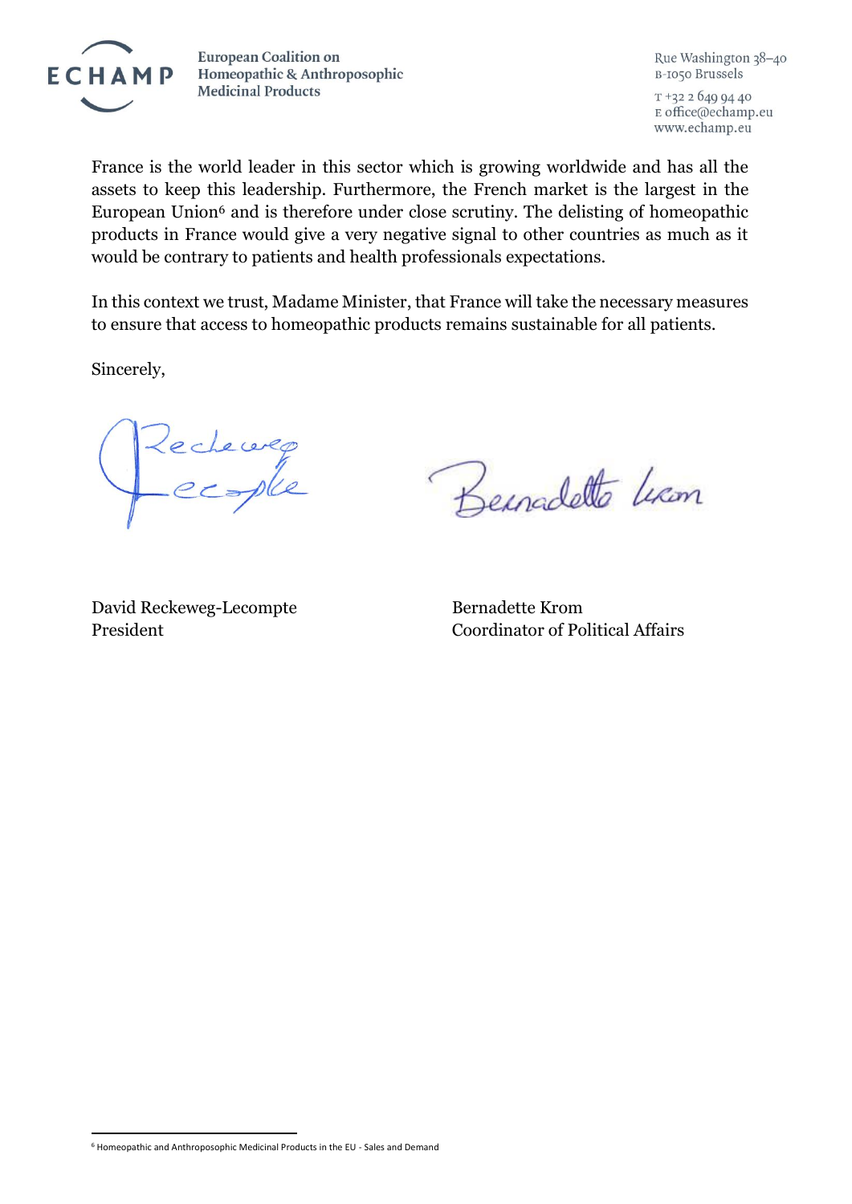France is the world leader in this sector which is growing worldwide and has all the assets to keep this leadership. Furthermore, the French market is the largest in the European Union[6] and is therefore under close scrutiny. The delisting of homeopathic products in France would give a very negative signal to other countries as much as it would be contrary to patients and health professionals expectations.

In this context we trust, Madame Minister, that France will take the necessary measures to ensure that access to homeopathic products remains sustainable for all patients.

Sincerely,

| | |
|---|---|
| David Reckeweg-Lecompte | Bernadette Krom |
| President | Coordinator of Political Affairs |

[6] Homeopathic and Anthroposophic Medicinal Products in the EU - Sales and Demand